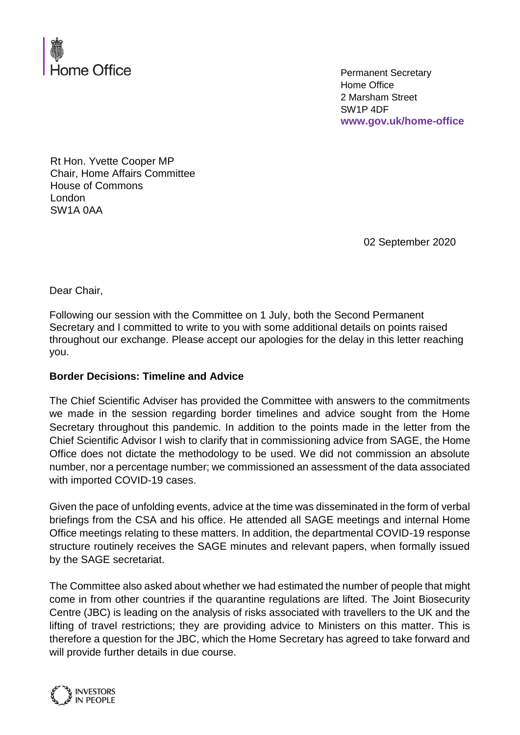Home Office

Permanent Secretary
Home Office
2 Marsham Street
SW1P 4DF
www.gov.uk/home-office

Rt Hon. Yvette Cooper MP
Chair, Home Affairs Committee
House of Commons
London
SW1A 0AA

02 September 2020

Dear Chair,

Following our session with the Committee on 1 July, both the Second Permanent Secretary and I committed to write to you with some additional details on points raised throughout our exchange. Please accept our apologies for the delay in this letter reaching you.

**Border Decisions: Timeline and Advice**

The Chief Scientific Adviser has provided the Committee with answers to the commitments we made in the session regarding border timelines and advice sought from the Home Secretary throughout this pandemic. In addition to the points made in the letter from the Chief Scientific Advisor I wish to clarify that in commissioning advice from SAGE, the Home Office does not dictate the methodology to be used. We did not commission an absolute number, nor a percentage number; we commissioned an assessment of the data associated with imported COVID-19 cases.

Given the pace of unfolding events, advice at the time was disseminated in the form of verbal briefings from the CSA and his office. He attended all SAGE meetings and internal Home Office meetings relating to these matters. In addition, the departmental COVID-19 response structure routinely receives the SAGE minutes and relevant papers, when formally issued by the SAGE secretariat.

The Committee also asked about whether we had estimated the number of people that might come in from other countries if the quarantine regulations are lifted. The Joint Biosecurity Centre (JBC) is leading on the analysis of risks associated with travellers to the UK and the lifting of travel restrictions; they are providing advice to Ministers on this matter. This is therefore a question for the JBC, which the Home Secretary has agreed to take forward and will provide further details in due course.

INVESTORS IN PEOPLE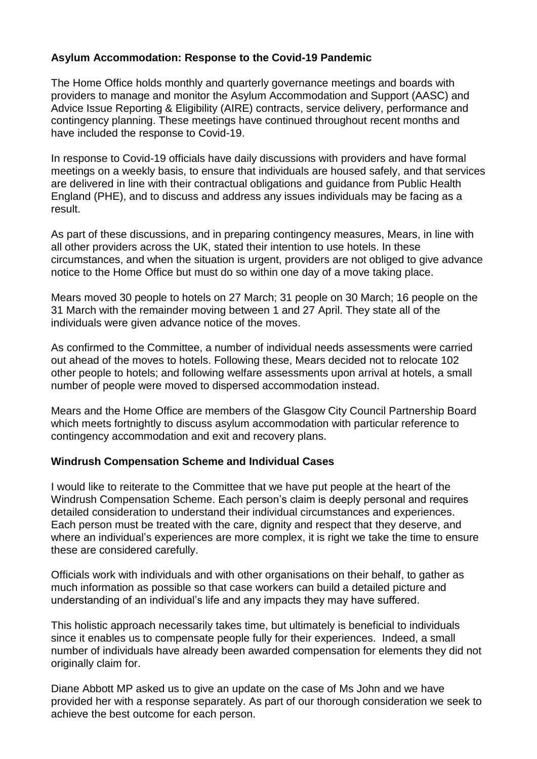**Asylum Accommodation: Response to the Covid-19 Pandemic**

The Home Office holds monthly and quarterly governance meetings and boards with providers to manage and monitor the Asylum Accommodation and Support (AASC) and Advice Issue Reporting & Eligibility (AIRE) contracts, service delivery, performance and contingency planning. These meetings have continued throughout recent months and have included the response to Covid-19.

In response to Covid-19 officials have daily discussions with providers and have formal meetings on a weekly basis, to ensure that individuals are housed safely, and that services are delivered in line with their contractual obligations and guidance from Public Health England (PHE), and to discuss and address any issues individuals may be facing as a result.

As part of these discussions, and in preparing contingency measures, Mears, in line with all other providers across the UK, stated their intention to use hotels. In these circumstances, and when the situation is urgent, providers are not obliged to give advance notice to the Home Office but must do so within one day of a move taking place.

Mears moved 30 people to hotels on 27 March; 31 people on 30 March; 16 people on the 31 March with the remainder moving between 1 and 27 April. They state all of the individuals were given advance notice of the moves.

As confirmed to the Committee, a number of individual needs assessments were carried out ahead of the moves to hotels. Following these, Mears decided not to relocate 102 other people to hotels; and following welfare assessments upon arrival at hotels, a small number of people were moved to dispersed accommodation instead.

Mears and the Home Office are members of the Glasgow City Council Partnership Board which meets fortnightly to discuss asylum accommodation with particular reference to contingency accommodation and exit and recovery plans.

**Windrush Compensation Scheme and Individual Cases**

I would like to reiterate to the Committee that we have put people at the heart of the Windrush Compensation Scheme. Each person's claim is deeply personal and requires detailed consideration to understand their individual circumstances and experiences. Each person must be treated with the care, dignity and respect that they deserve, and where an individual's experiences are more complex, it is right we take the time to ensure these are considered carefully.

Officials work with individuals and with other organisations on their behalf, to gather as much information as possible so that case workers can build a detailed picture and understanding of an individual's life and any impacts they may have suffered.

This holistic approach necessarily takes time, but ultimately is beneficial to individuals since it enables us to compensate people fully for their experiences. Indeed, a small number of individuals have already been awarded compensation for elements they did not originally claim for.

Diane Abbott MP asked us to give an update on the case of Ms John and we have provided her with a response separately. As part of our thorough consideration we seek to achieve the best outcome for each person.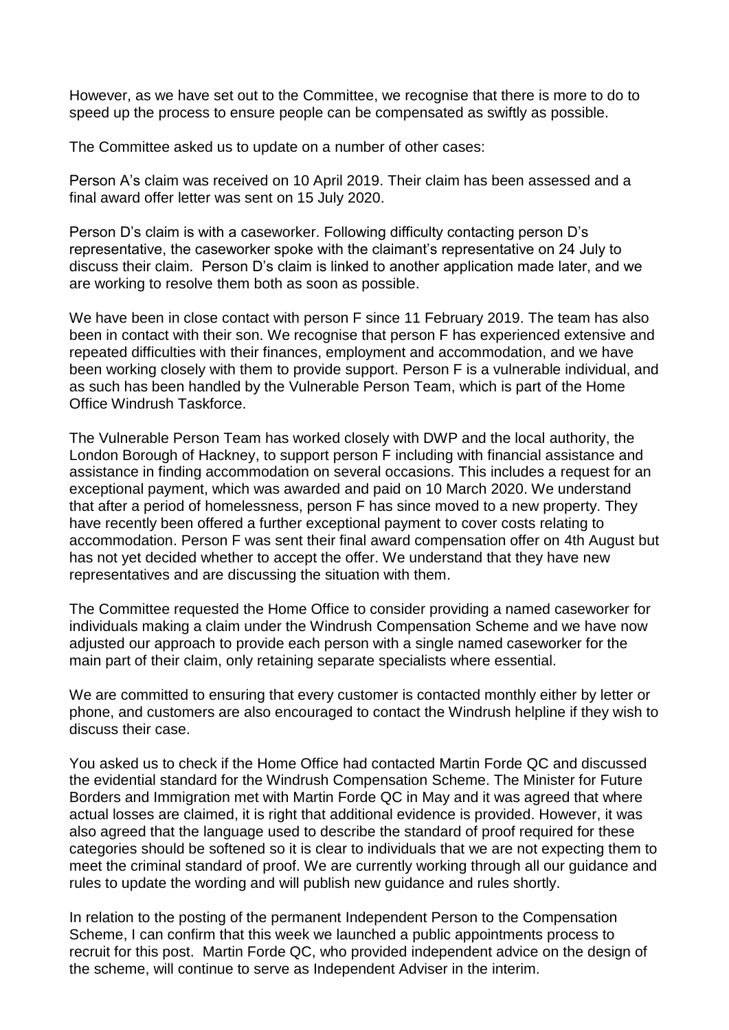However, as we have set out to the Committee, we recognise that there is more to do to speed up the process to ensure people can be compensated as swiftly as possible.

The Committee asked us to update on a number of other cases:

Person A's claim was received on 10 April 2019. Their claim has been assessed and a final award offer letter was sent on 15 July 2020.

Person D's claim is with a caseworker. Following difficulty contacting person D's representative, the caseworker spoke with the claimant's representative on 24 July to discuss their claim. Person D's claim is linked to another application made later, and we are working to resolve them both as soon as possible.

We have been in close contact with person F since 11 February 2019. The team has also been in contact with their son. We recognise that person F has experienced extensive and repeated difficulties with their finances, employment and accommodation, and we have been working closely with them to provide support. Person F is a vulnerable individual, and as such has been handled by the Vulnerable Person Team, which is part of the Home Office Windrush Taskforce.

The Vulnerable Person Team has worked closely with DWP and the local authority, the London Borough of Hackney, to support person F including with financial assistance and assistance in finding accommodation on several occasions. This includes a request for an exceptional payment, which was awarded and paid on 10 March 2020. We understand that after a period of homelessness, person F has since moved to a new property. They have recently been offered a further exceptional payment to cover costs relating to accommodation. Person F was sent their final award compensation offer on 4th August but has not yet decided whether to accept the offer. We understand that they have new representatives and are discussing the situation with them.

The Committee requested the Home Office to consider providing a named caseworker for individuals making a claim under the Windrush Compensation Scheme and we have now adjusted our approach to provide each person with a single named caseworker for the main part of their claim, only retaining separate specialists where essential.

We are committed to ensuring that every customer is contacted monthly either by letter or phone, and customers are also encouraged to contact the Windrush helpline if they wish to discuss their case.

You asked us to check if the Home Office had contacted Martin Forde QC and discussed the evidential standard for the Windrush Compensation Scheme. The Minister for Future Borders and Immigration met with Martin Forde QC in May and it was agreed that where actual losses are claimed, it is right that additional evidence is provided. However, it was also agreed that the language used to describe the standard of proof required for these categories should be softened so it is clear to individuals that we are not expecting them to meet the criminal standard of proof. We are currently working through all our guidance and rules to update the wording and will publish new guidance and rules shortly.

In relation to the posting of the permanent Independent Person to the Compensation Scheme, I can confirm that this week we launched a public appointments process to recruit for this post. Martin Forde QC, who provided independent advice on the design of the scheme, will continue to serve as Independent Adviser in the interim.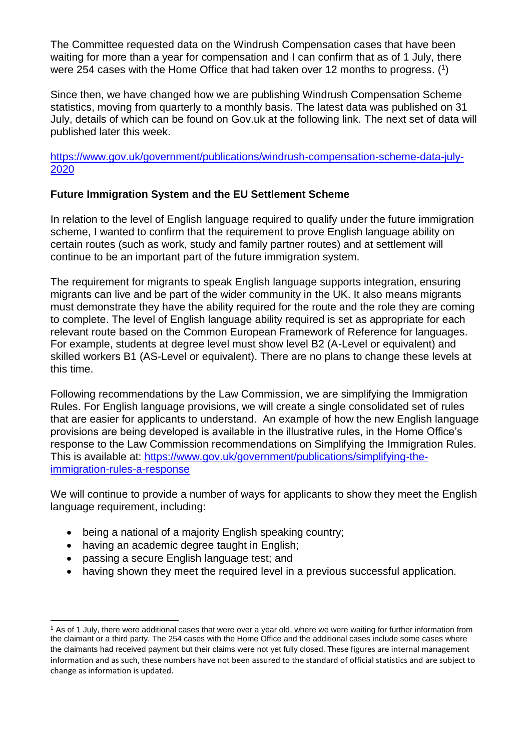The Committee requested data on the Windrush Compensation cases that have been waiting for more than a year for compensation and I can confirm that as of 1 July, there were 254 cases with the Home Office that had taken over 12 months to progress. ([1])

Since then, we have changed how we are publishing Windrush Compensation Scheme statistics, moving from quarterly to a monthly basis. The latest data was published on 31 July, details of which can be found on Gov.uk at the following link. The next set of data will published later this week.

https://www.gov.uk/government/publications/windrush-compensation-scheme-data-july-2020

**Future Immigration System and the EU Settlement Scheme**

In relation to the level of English language required to qualify under the future immigration scheme, I wanted to confirm that the requirement to prove English language ability on certain routes (such as work, study and family partner routes) and at settlement will continue to be an important part of the future immigration system.

The requirement for migrants to speak English language supports integration, ensuring migrants can live and be part of the wider community in the UK. It also means migrants must demonstrate they have the ability required for the route and the role they are coming to complete. The level of English language ability required is set as appropriate for each relevant route based on the Common European Framework of Reference for languages. For example, students at degree level must show level B2 (A-Level or equivalent) and skilled workers B1 (AS-Level or equivalent). There are no plans to change these levels at this time.

Following recommendations by the Law Commission, we are simplifying the Immigration Rules. For English language provisions, we will create a single consolidated set of rules that are easier for applicants to understand. An example of how the new English language provisions are being developed is available in the illustrative rules, in the Home Office's response to the Law Commission recommendations on Simplifying the Immigration Rules. This is available at: https://www.gov.uk/government/publications/simplifying-the-immigration-rules-a-response

We will continue to provide a number of ways for applicants to show they meet the English language requirement, including:

- being a national of a majority English speaking country;
- having an academic degree taught in English;
- passing a secure English language test; and
- having shown they meet the required level in a previous successful application.

---

[1] As of 1 July, there were additional cases that were over a year old, where we were waiting for further information from the claimant or a third party. The 254 cases with the Home Office and the additional cases include some cases where the claimants had received payment but their claims were not yet fully closed. These figures are internal management information and as such, these numbers have not been assured to the standard of official statistics and are subject to change as information is updated.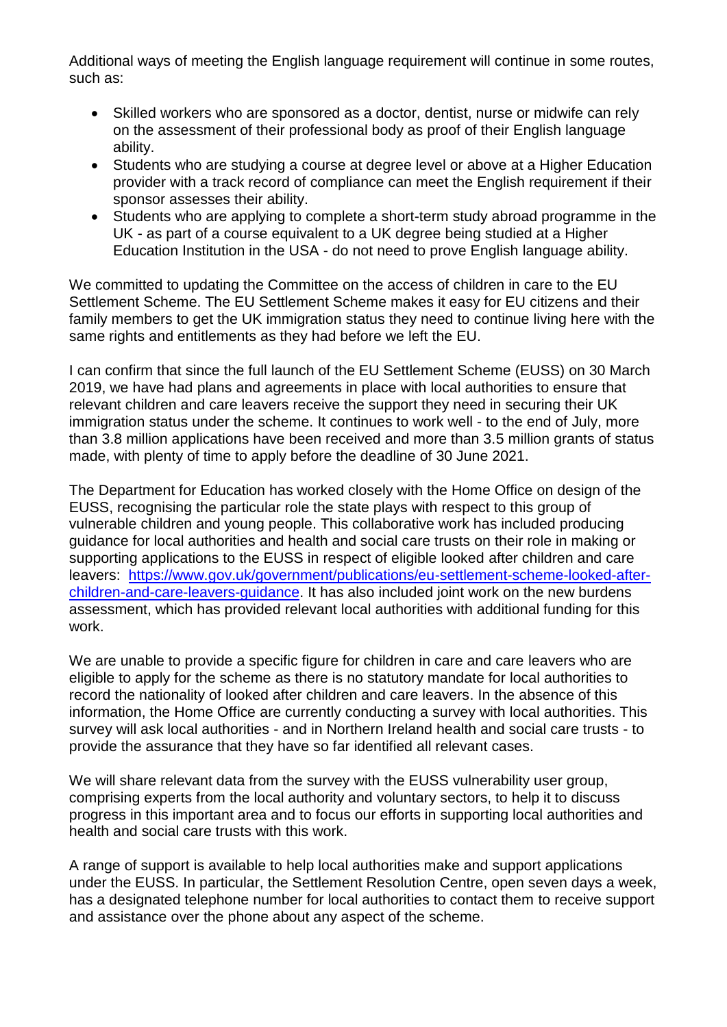Additional ways of meeting the English language requirement will continue in some routes, such as:

- Skilled workers who are sponsored as a doctor, dentist, nurse or midwife can rely on the assessment of their professional body as proof of their English language ability.
- Students who are studying a course at degree level or above at a Higher Education provider with a track record of compliance can meet the English requirement if their sponsor assesses their ability.
- Students who are applying to complete a short-term study abroad programme in the UK - as part of a course equivalent to a UK degree being studied at a Higher Education Institution in the USA - do not need to prove English language ability.

We committed to updating the Committee on the access of children in care to the EU Settlement Scheme. The EU Settlement Scheme makes it easy for EU citizens and their family members to get the UK immigration status they need to continue living here with the same rights and entitlements as they had before we left the EU.

I can confirm that since the full launch of the EU Settlement Scheme (EUSS) on 30 March 2019, we have had plans and agreements in place with local authorities to ensure that relevant children and care leavers receive the support they need in securing their UK immigration status under the scheme. It continues to work well - to the end of July, more than 3.8 million applications have been received and more than 3.5 million grants of status made, with plenty of time to apply before the deadline of 30 June 2021.

The Department for Education has worked closely with the Home Office on design of the EUSS, recognising the particular role the state plays with respect to this group of vulnerable children and young people. This collaborative work has included producing guidance for local authorities and health and social care trusts on their role in making or supporting applications to the EUSS in respect of eligible looked after children and care leavers: [https://www.gov.uk/government/publications/eu-settlement-scheme-looked-after-children-and-care-leavers-guidance](https://www.gov.uk/government/publications/eu-settlement-scheme-looked-after-children-and-care-leavers-guidance). It has also included joint work on the new burdens assessment, which has provided relevant local authorities with additional funding for this work.

We are unable to provide a specific figure for children in care and care leavers who are eligible to apply for the scheme as there is no statutory mandate for local authorities to record the nationality of looked after children and care leavers. In the absence of this information, the Home Office are currently conducting a survey with local authorities. This survey will ask local authorities - and in Northern Ireland health and social care trusts - to provide the assurance that they have so far identified all relevant cases.

We will share relevant data from the survey with the EUSS vulnerability user group, comprising experts from the local authority and voluntary sectors, to help it to discuss progress in this important area and to focus our efforts in supporting local authorities and health and social care trusts with this work.

A range of support is available to help local authorities make and support applications under the EUSS. In particular, the Settlement Resolution Centre, open seven days a week, has a designated telephone number for local authorities to contact them to receive support and assistance over the phone about any aspect of the scheme.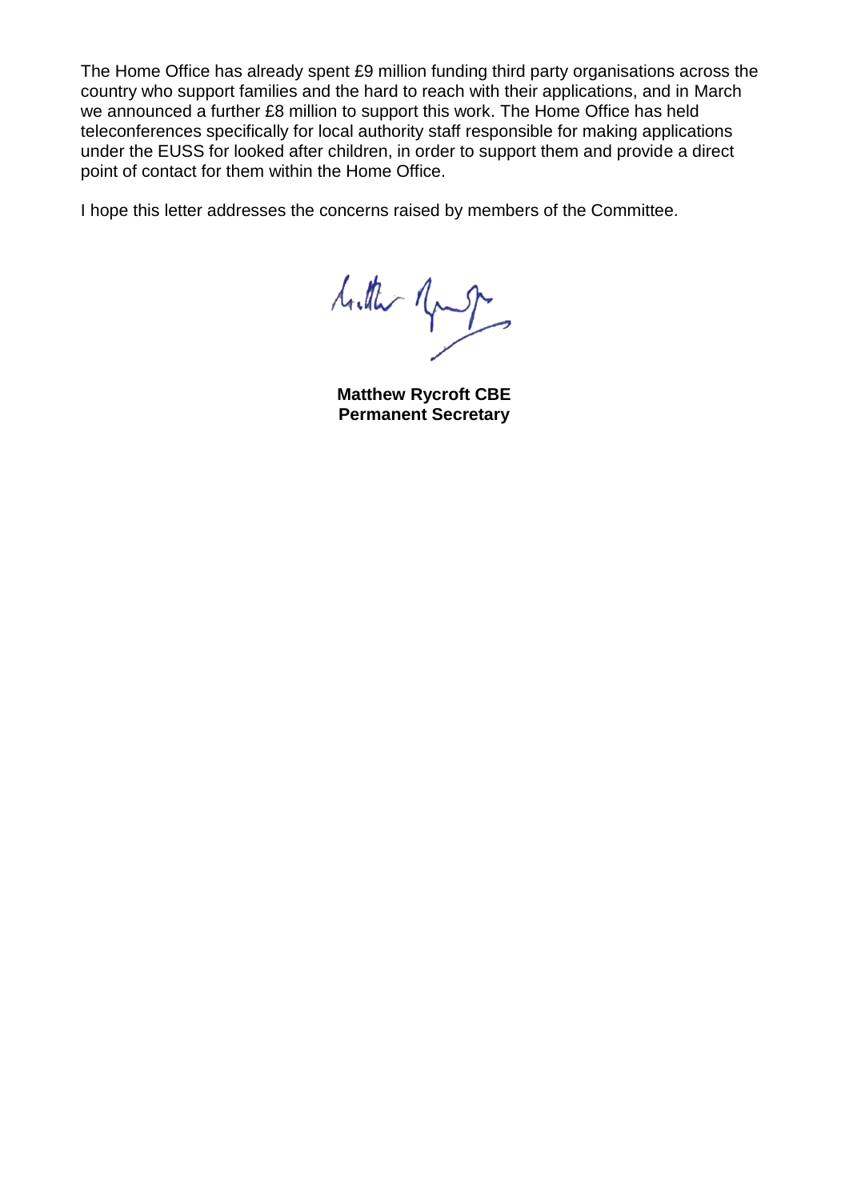The Home Office has already spent £9 million funding third party organisations across the country who support families and the hard to reach with their applications, and in March we announced a further £8 million to support this work. The Home Office has held teleconferences specifically for local authority staff responsible for making applications under the EUSS for looked after children, in order to support them and provide a direct point of contact for them within the Home Office.

I hope this letter addresses the concerns raised by members of the Committee.

**Matthew Rycroft CBE**
**Permanent Secretary**